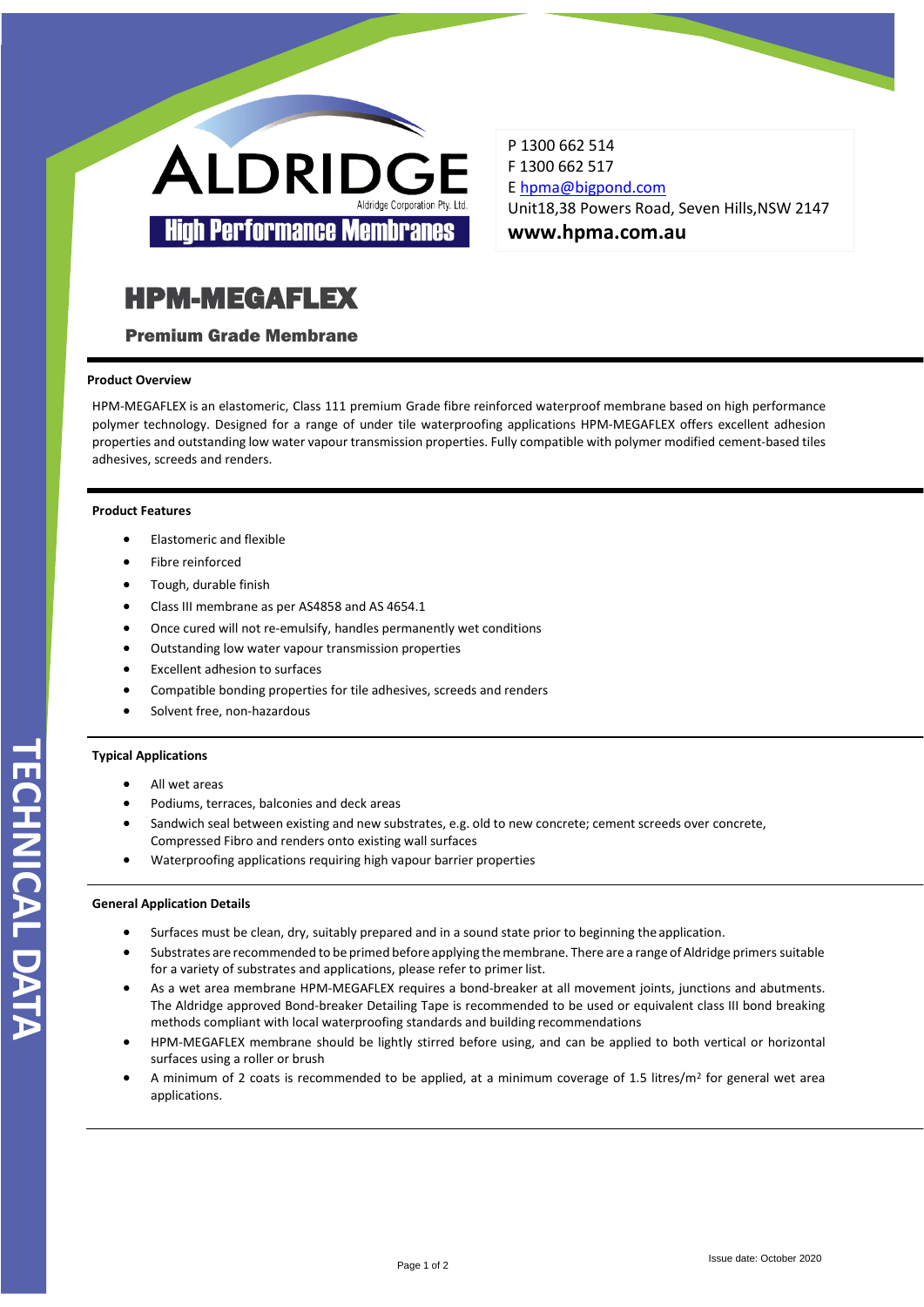ALDRIDGE

Aldridge Corporation Pty. Ltd.

High Performance Membranes

P 1300 662 514
F 1300 662 517
E hpma@bigpond.com
Unit18,38 Powers Road, Seven Hills,NSW 2147
**www.hpma.com.au**

# HPM-MEGAFLEX

## Premium Grade Membrane

### Product Overview

HPM-MEGAFLEX is an elastomeric, Class 111 premium Grade fibre reinforced waterproof membrane based on high performance polymer technology. Designed for a range of under tile waterproofing applications HPM-MEGAFLEX offers excellent adhesion properties and outstanding low water vapour transmission properties. Fully compatible with polymer modified cement-based tiles adhesives, screeds and renders.

### Product Features

- Elastomeric and flexible
- Fibre reinforced
- Tough, durable finish
- Class III membrane as per AS4858 and AS 4654.1
- Once cured will not re-emulsify, handles permanently wet conditions
- Outstanding low water vapour transmission properties
- Excellent adhesion to surfaces
- Compatible bonding properties for tile adhesives, screeds and renders
- Solvent free, non-hazardous

### Typical Applications

- All wet areas
- Podiums, terraces, balconies and deck areas
- Sandwich seal between existing and new substrates, e.g. old to new concrete; cement screeds over concrete, Compressed Fibro and renders onto existing wall surfaces
- Waterproofing applications requiring high vapour barrier properties

### General Application Details

- Surfaces must be clean, dry, suitably prepared and in a sound state prior to beginning the application.
- Substrates are recommended to be primed before applying the membrane. There are a range of Aldridge primers suitable for a variety of substrates and applications, please refer to primer list.
- As a wet area membrane HPM-MEGAFLEX requires a bond-breaker at all movement joints, junctions and abutments. The Aldridge approved Bond-breaker Detailing Tape is recommended to be used or equivalent class III bond breaking methods compliant with local waterproofing standards and building recommendations
- HPM-MEGAFLEX membrane should be lightly stirred before using, and can be applied to both vertical or horizontal surfaces using a roller or brush
- A minimum of 2 coats is recommended to be applied, at a minimum coverage of 1.5 litres/m$^2$ for general wet area applications.

TECHNICAL DATA

Issue date: October 2020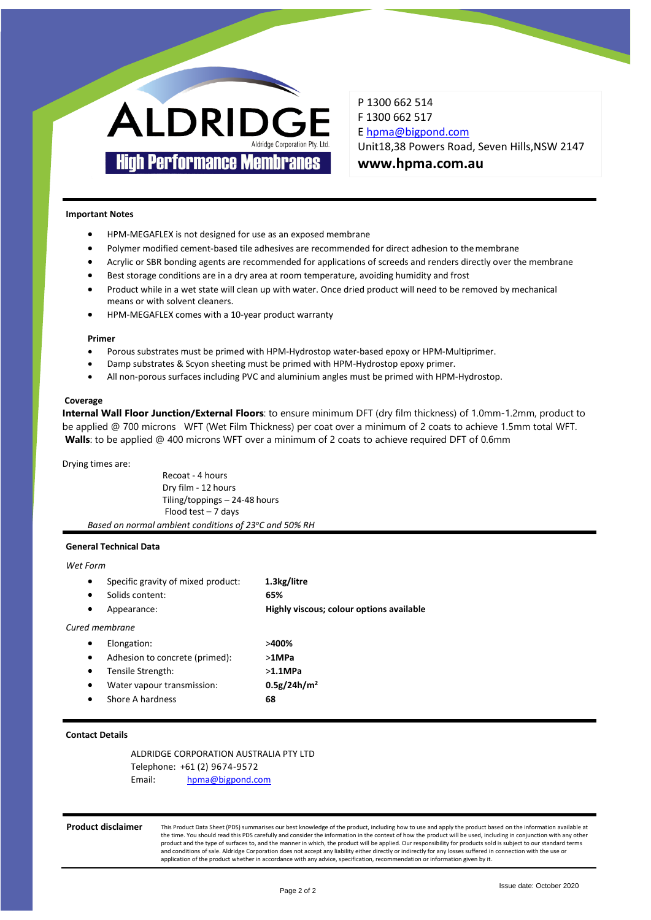P 1300 662 514
F 1300 662 517
E hpma@bigpond.com
Unit18,38 Powers Road, Seven Hills,NSW 2147
**www.hpma.com.au**

## Important Notes

- HPM-MEGAFLEX is not designed for use as an exposed membrane
- Polymer modified cement-based tile adhesives are recommended for direct adhesion to the membrane
- Acrylic or SBR bonding agents are recommended for applications of screeds and renders directly over the membrane
- Best storage conditions are in a dry area at room temperature, avoiding humidity and frost
- Product while in a wet state will clean up with water. Once dried product will need to be removed by mechanical means or with solvent cleaners.
- HPM-MEGAFLEX comes with a 10-year product warranty

### Primer

- Porous substrates must be primed with HPM-Hydrostop water-based epoxy or HPM-Multiprimer.
- Damp substrates & Scyon sheeting must be primed with HPM-Hydrostop epoxy primer.
- All non-porous surfaces including PVC and aluminium angles must be primed with HPM-Hydrostop.

### Coverage

**Internal Wall Floor Junction/External Floors**: to ensure minimum DFT (dry film thickness) of 1.0mm-1.2mm, product to be applied @ 700 microns WFT (Wet Film Thickness) per coat over a minimum of 2 coats to achieve 1.5mm total WFT.
**Walls**: to be applied @ 400 microns WFT over a minimum of 2 coats to achieve required DFT of 0.6mm

Drying times are:

Recoat - 4 hours
Dry film - 12 hours
Tiling/toppings – 24-48 hours
Flood test – 7 days

*Based on normal ambient conditions of 23°C and 50% RH*

## General Technical Data

*Wet Form*

- Specific gravity of mixed product: **1.3kg/litre**
- Solids content: **65%**
- Appearance: **Highly viscous; colour options available**

*Cured membrane*

- Elongation: >**400%**
- Adhesion to concrete (primed): >**1MPa**
- Tensile Strength: >**1.1MPa**
- Water vapour transmission: **0.5g/24h/m²**
- Shore A hardness **68**

## Contact Details

ALDRIDGE CORPORATION AUSTRALIA PTY LTD
Telephone: +61 (2) 9674-9572
Email: hpma@bigpond.com

**Product disclaimer**

This Product Data Sheet (PDS) summarises our best knowledge of the product, including how to use and apply the product based on the information available at the time. You should read this PDS carefully and consider the information in the context of how the product will be used, including in conjunction with any other product and the type of surfaces to, and the manner in which, the product will be applied. Our responsibility for products sold is subject to our standard terms and conditions of sale. Aldridge Corporation does not accept any liability either directly or indirectly for any losses suffered in connection with the use or application of the product whether in accordance with any advice, specification, recommendation or information given by it.

Issue date: October 2020